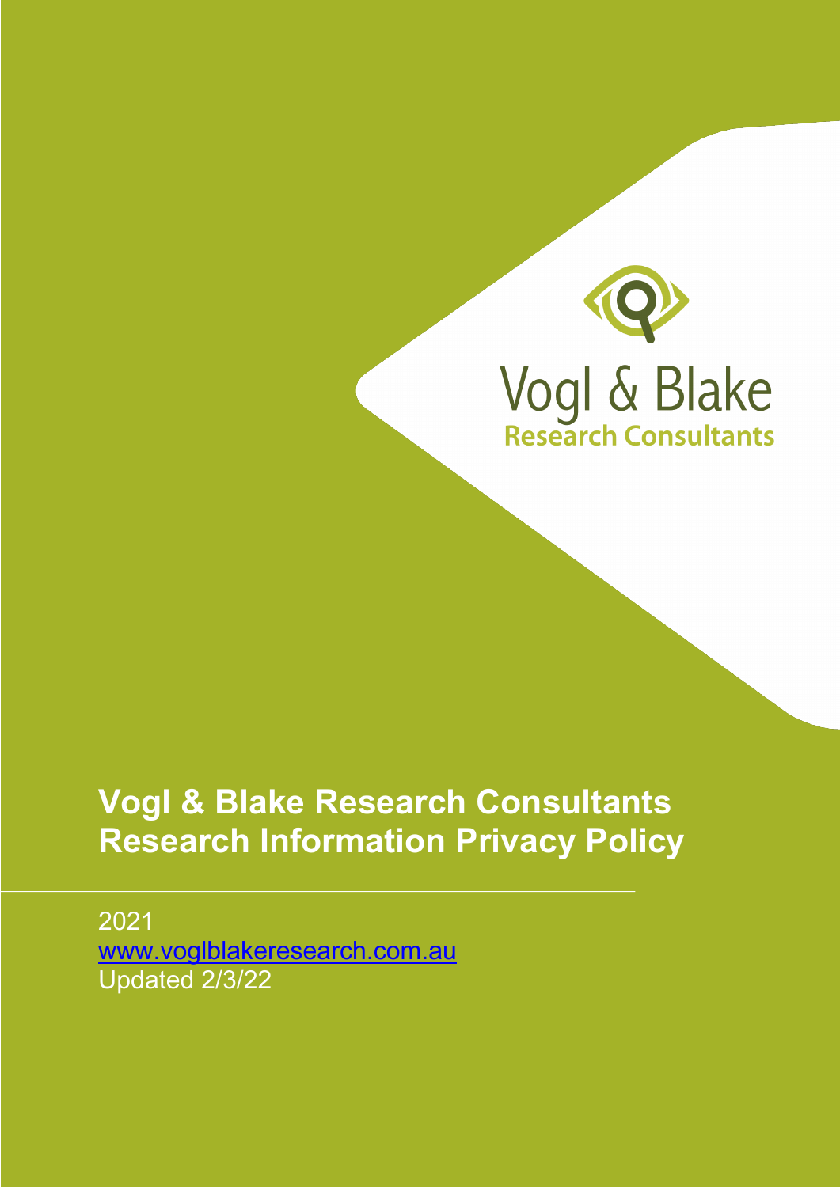Vogl & Blake
Research Consultants

# Vogl & Blake Research Consultants Research Information Privacy Policy

2021
www.voglblakeresearch.com.au
Updated 2/3/22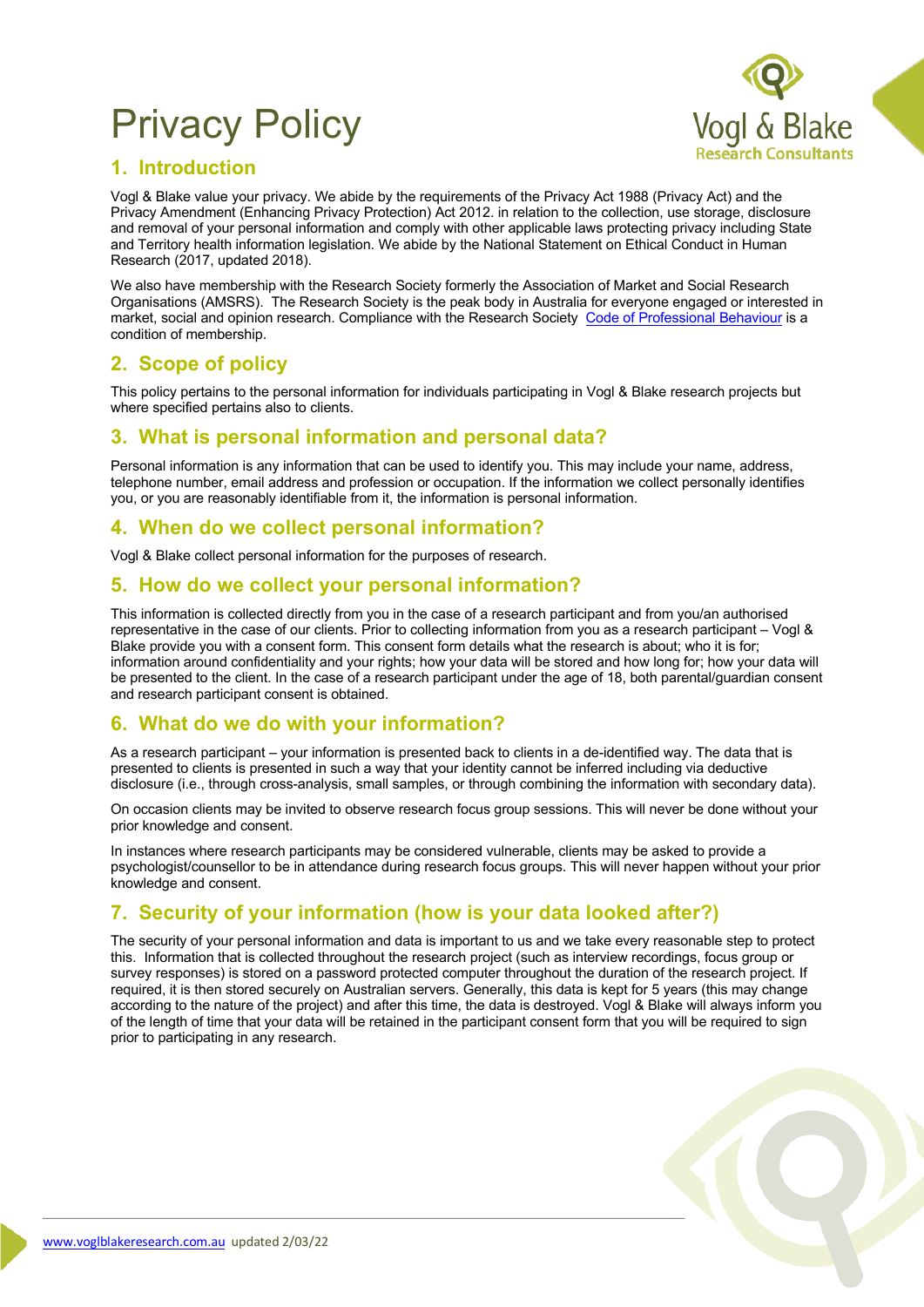# Privacy Policy

## 1. Introduction

Vogl & Blake value your privacy. We abide by the requirements of the Privacy Act 1988 (Privacy Act) and the Privacy Amendment (Enhancing Privacy Protection) Act 2012. in relation to the collection, use storage, disclosure and removal of your personal information and comply with other applicable laws protecting privacy including State and Territory health information legislation. We abide by the National Statement on Ethical Conduct in Human Research (2017, updated 2018).

We also have membership with the Research Society formerly the Association of Market and Social Research Organisations (AMSRS). The Research Society is the peak body in Australia for everyone engaged or interested in market, social and opinion research. Compliance with the Research Society Code of Professional Behaviour is a condition of membership.

## 2. Scope of policy

This policy pertains to the personal information for individuals participating in Vogl & Blake research projects but where specified pertains also to clients.

## 3. What is personal information and personal data?

Personal information is any information that can be used to identify you. This may include your name, address, telephone number, email address and profession or occupation. If the information we collect personally identifies you, or you are reasonably identifiable from it, the information is personal information.

## 4. When do we collect personal information?

Vogl & Blake collect personal information for the purposes of research.

## 5. How do we collect your personal information?

This information is collected directly from you in the case of a research participant and from you/an authorised representative in the case of our clients. Prior to collecting information from you as a research participant – Vogl & Blake provide you with a consent form. This consent form details what the research is about; who it is for; information around confidentiality and your rights; how your data will be stored and how long for; how your data will be presented to the client. In the case of a research participant under the age of 18, both parental/guardian consent and research participant consent is obtained.

## 6. What do we do with your information?

As a research participant – your information is presented back to clients in a de-identified way. The data that is presented to clients is presented in such a way that your identity cannot be inferred including via deductive disclosure (i.e., through cross-analysis, small samples, or through combining the information with secondary data).

On occasion clients may be invited to observe research focus group sessions. This will never be done without your prior knowledge and consent.

In instances where research participants may be considered vulnerable, clients may be asked to provide a psychologist/counsellor to be in attendance during research focus groups. This will never happen without your prior knowledge and consent.

## 7. Security of your information (how is your data looked after?)

The security of your personal information and data is important to us and we take every reasonable step to protect this. Information that is collected throughout the research project (such as interview recordings, focus group or survey responses) is stored on a password protected computer throughout the duration of the research project. If required, it is then stored securely on Australian servers. Generally, this data is kept for 5 years (this may change according to the nature of the project) and after this time, the data is destroyed. Vogl & Blake will always inform you of the length of time that your data will be retained in the participant consent form that you will be required to sign prior to participating in any research.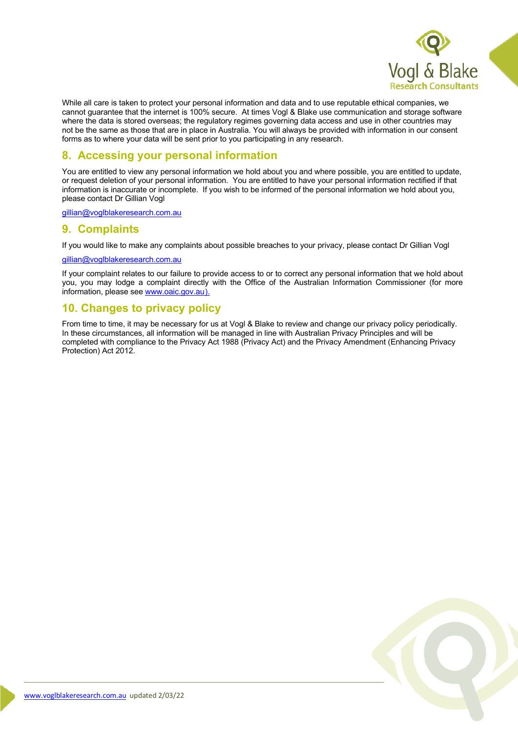While all care is taken to protect your personal information and data and to use reputable ethical companies, we cannot guarantee that the internet is 100% secure. At times Vogl & Blake use communication and storage software where the data is stored overseas; the regulatory regimes governing data access and use in other countries may not be the same as those that are in place in Australia. You will always be provided with information in our consent forms as to where your data will be sent prior to you participating in any research.

## 8. Accessing your personal information

You are entitled to view any personal information we hold about you and where possible, you are entitled to update, or request deletion of your personal information. You are entitled to have your personal information rectified if that information is inaccurate or incomplete. If you wish to be informed of the personal information we hold about you, please contact Dr Gillian Vogl

gillian@voglblakeresearch.com.au

## 9. Complaints

If you would like to make any complaints about possible breaches to your privacy, please contact Dr Gillian Vogl

gillian@voglblakeresearch.com.au

If your complaint relates to our failure to provide access to or to correct any personal information that we hold about you, you may lodge a complaint directly with the Office of the Australian Information Commissioner (for more information, please see www.oaic.gov.au).

## 10. Changes to privacy policy

From time to time, it may be necessary for us at Vogl & Blake to review and change our privacy policy periodically. In these circumstances, all information will be managed in line with Australian Privacy Principles and will be completed with compliance to the Privacy Act 1988 (Privacy Act) and the Privacy Amendment (Enhancing Privacy Protection) Act 2012.